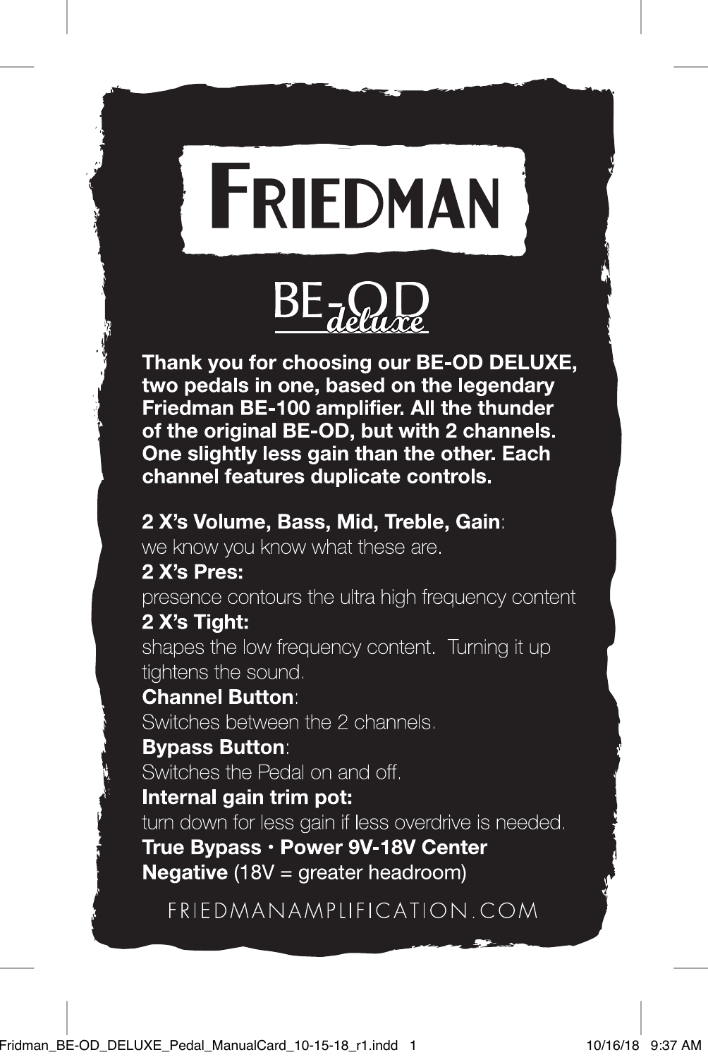# FRIEDMAN

## BE-OD *deluxe*

**Thank you for choosing our BE-OD DELUXE, two pedals in one, based on the legendary Friedman BE-100 amplifier. All the thunder of the original BE-OD, but with 2 channels. One slightly less gain than the other. Each channel features duplicate controls.**

**2 X's Volume, Bass, Mid, Treble, Gain**:
we know you know what these are.

**2 X's Pres:**
presence contours the ultra high frequency content

**2 X's Tight:**
shapes the low frequency content. Turning it up tightens the sound.

**Channel Button**:
Switches between the 2 channels.

**Bypass Button**:
Switches the Pedal on and off.

**Internal gain trim pot:**
turn down for less gain if less overdrive is needed.

**True Bypass · Power 9V-18V Center Negative** (18V = greater headroom)

FRIEDMANAMPLIFICATION.COM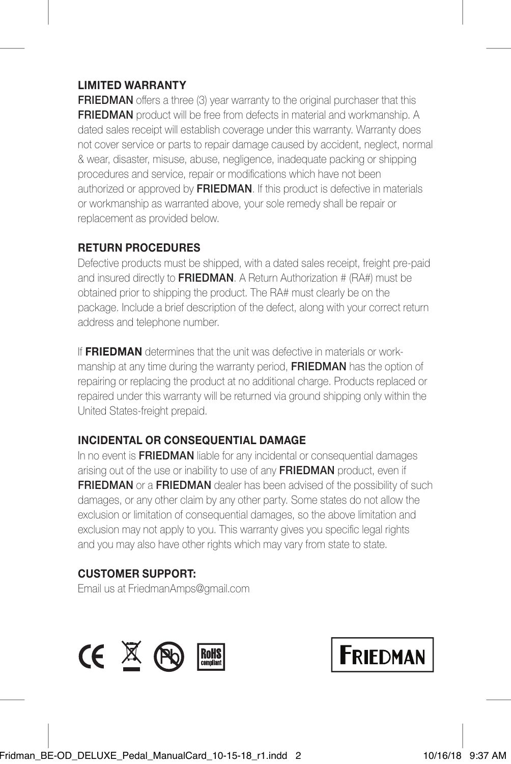## LIMITED WARRANTY

**FRIEDMAN** offers a three (3) year warranty to the original purchaser that this **FRIEDMAN** product will be free from defects in material and workmanship. A dated sales receipt will establish coverage under this warranty. Warranty does not cover service or parts to repair damage caused by accident, neglect, normal & wear, disaster, misuse, abuse, negligence, inadequate packing or shipping procedures and service, repair or modifications which have not been authorized or approved by **FRIEDMAN**. If this product is defective in materials or workmanship as warranted above, your sole remedy shall be repair or replacement as provided below.

## RETURN PROCEDURES

Defective products must be shipped, with a dated sales receipt, freight pre-paid and insured directly to **FRIEDMAN**. A Return Authorization # (RA#) must be obtained prior to shipping the product. The RA# must clearly be on the package. Include a brief description of the defect, along with your correct return address and telephone number.

If **FRIEDMAN** determines that the unit was defective in materials or workmanship at any time during the warranty period, **FRIEDMAN** has the option of repairing or replacing the product at no additional charge. Products replaced or repaired under this warranty will be returned via ground shipping only within the United States-freight prepaid.

## INCIDENTAL OR CONSEQUENTIAL DAMAGE

In no event is **FRIEDMAN** liable for any incidental or consequential damages arising out of the use or inability to use of any **FRIEDMAN** product, even if **FRIEDMAN** or a **FRIEDMAN** dealer has been advised of the possibility of such damages, or any other claim by any other party. Some states do not allow the exclusion or limitation of consequential damages, so the above limitation and exclusion may not apply to you. This warranty gives you specific legal rights and you may also have other rights which may vary from state to state.

## CUSTOMER SUPPORT:

Email us at FriedmanAmps@gmail.com

CE Pb RoHS compliant

FRIEDMAN